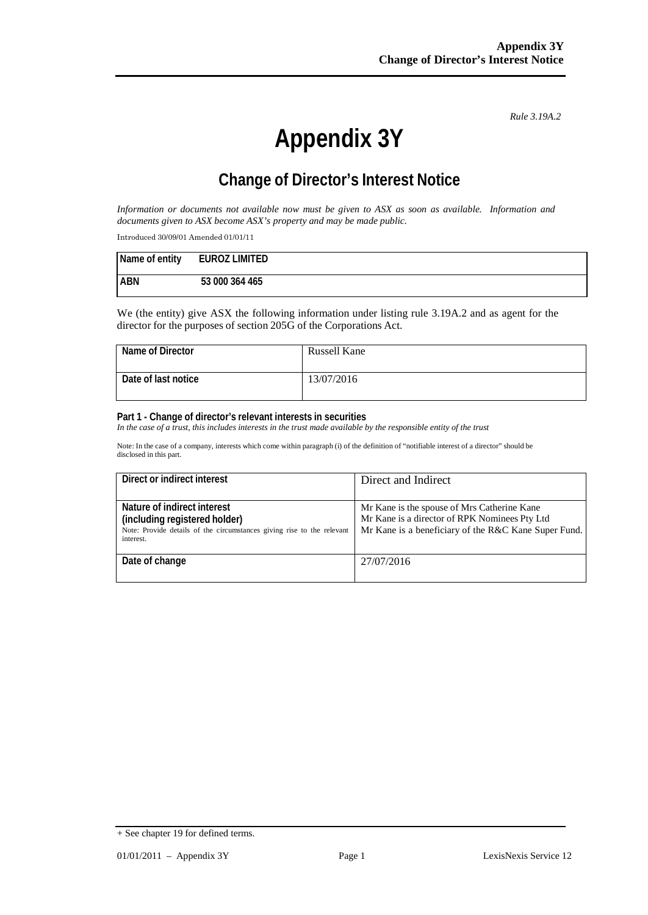*Rule 3.19A.2*

# Appendix 3Y

## Change of Director's Interest Notice

*Information or documents not available now must be given to ASX as soon as available. Information and documents given to ASX become ASX's property and may be made public.*

Introduced 30/09/01 Amended 01/01/11

| Name of entity | EUROZ LIMITED |
|---|---|
| ABN | 53 000 364 465 |

We (the entity) give ASX the following information under listing rule 3.19A.2 and as agent for the director for the purposes of section 205G of the Corporations Act.

| Name of Director | Russell Kane |
|---|---|
| Date of last notice | 13/07/2016 |

**Part 1 - Change of director's relevant interests in securities**

*In the case of a trust, this includes interests in the trust made available by the responsible entity of the trust*

Note: In the case of a company, interests which come within paragraph (i) of the definition of "notifiable interest of a director" should be disclosed in this part.

| Direct or indirect interest | Direct and Indirect |
|---|---|
| **Nature of indirect interest (including registered holder)**<br>Note: Provide details of the circumstances giving rise to the relevant interest. | Mr Kane is the spouse of Mrs Catherine Kane<br>Mr Kane is a director of RPK Nominees Pty Ltd<br>Mr Kane is a beneficiary of the R&C Kane Super Fund. |
| **Date of change** | 27/07/2016 |

+ See chapter 19 for defined terms.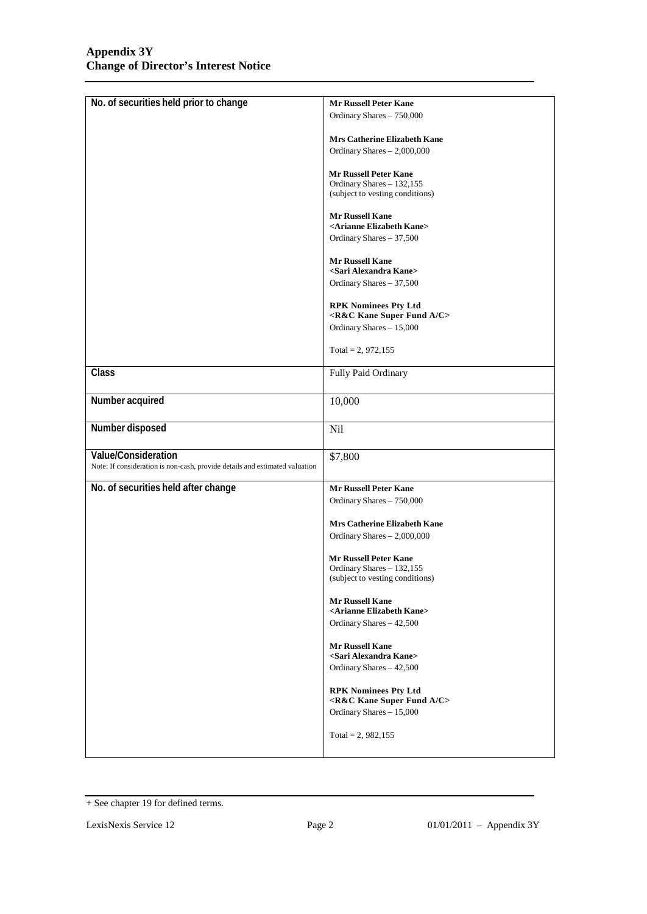| | |
|---|---|
| **No. of securities held prior to change** | **Mr Russell Peter Kane**<br>Ordinary Shares – 750,000<br><br>**Mrs Catherine Elizabeth Kane**<br>Ordinary Shares – 2,000,000<br><br>**Mr Russell Peter Kane**<br>Ordinary Shares – 132,155<br>(subject to vesting conditions)<br><br>**Mr Russell Kane**<br>**<Arianne Elizabeth Kane>**<br>Ordinary Shares – 37,500<br><br>**Mr Russell Kane**<br>**<Sari Alexandra Kane>**<br>Ordinary Shares – 37,500<br><br>**RPK Nominees Pty Ltd**<br>**<R&C Kane Super Fund A/C>**<br>Ordinary Shares – 15,000<br><br>Total = 2, 972,155 |
| **Class** | Fully Paid Ordinary |
| **Number acquired** | 10,000 |
| **Number disposed** | Nil |
| **Value/Consideration**<br>Note: If consideration is non-cash, provide details and estimated valuation | \$7,800 |
| **No. of securities held after change** | **Mr Russell Peter Kane**<br>Ordinary Shares – 750,000<br><br>**Mrs Catherine Elizabeth Kane**<br>Ordinary Shares – 2,000,000<br><br>**Mr Russell Peter Kane**<br>Ordinary Shares – 132,155<br>(subject to vesting conditions)<br><br>**Mr Russell Kane**<br>**<Arianne Elizabeth Kane>**<br>Ordinary Shares – 42,500<br><br>**Mr Russell Kane**<br>**<Sari Alexandra Kane>**<br>Ordinary Shares – 42,500<br><br>**RPK Nominees Pty Ltd**<br>**<R&C Kane Super Fund A/C>**<br>Ordinary Shares – 15,000<br><br>Total = 2, 982,155 |

+ See chapter 19 for defined terms.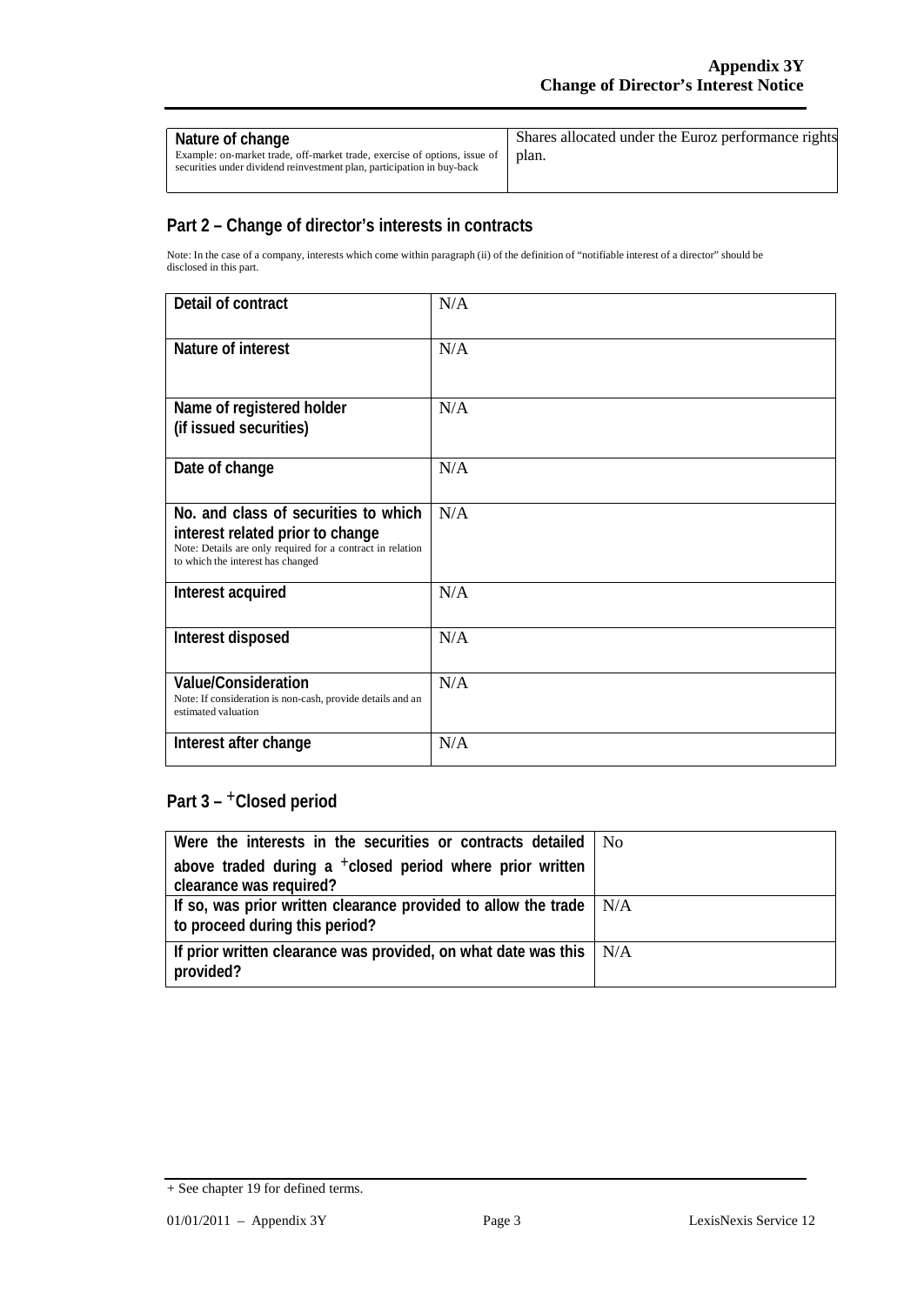| | |
|---|---|
| **Nature of change**<br>Example: on-market trade, off-market trade, exercise of options, issue of securities under dividend reinvestment plan, participation in buy-back | Shares allocated under the Euroz performance rights plan. |

## Part 2 – Change of director's interests in contracts

Note: In the case of a company, interests which come within paragraph (ii) of the definition of "notifiable interest of a director" should be disclosed in this part.

| | |
|---|---|
| **Detail of contract** | N/A |
| **Nature of interest** | N/A |
| **Name of registered holder (if issued securities)** | N/A |
| **Date of change** | N/A |
| **No. and class of securities to which interest related prior to change**<br>Note: Details are only required for a contract in relation to which the interest has changed | N/A |
| **Interest acquired** | N/A |
| **Interest disposed** | N/A |
| **Value/Consideration**<br>Note: If consideration is non-cash, provide details and an estimated valuation | N/A |
| **Interest after change** | N/A |

## Part 3 – +Closed period

| | |
|---|---|
| **Were the interests in the securities or contracts detailed above traded during a +closed period where prior written clearance was required?** | No |
| **If so, was prior written clearance provided to allow the trade to proceed during this period?** | N/A |
| **If prior written clearance was provided, on what date was this provided?** | N/A |

+ See chapter 19 for defined terms.